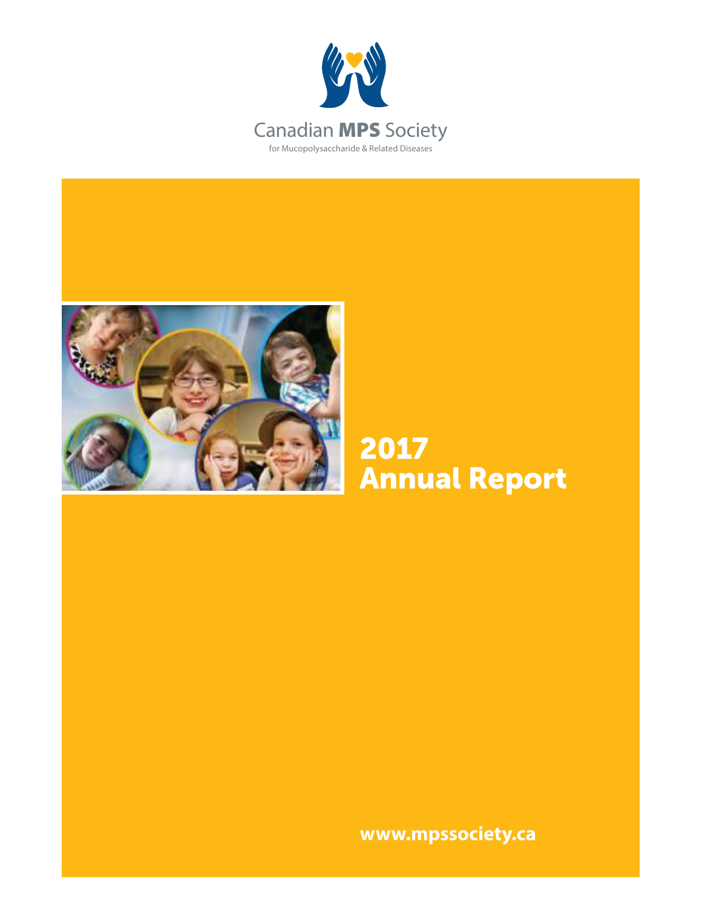Canadian **MPS** Society

for Mucopolysaccharide & Related Diseases

# 2017 Annual Report

**www.mpssociety.ca**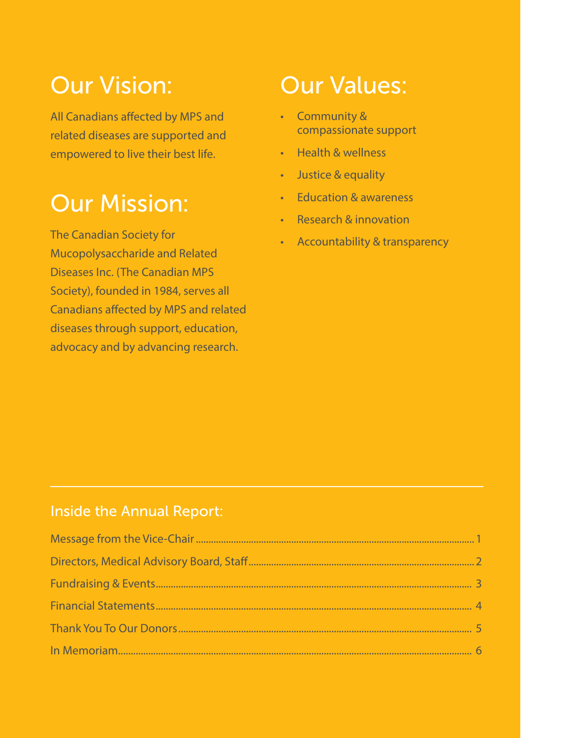## Our Vision:

All Canadians affected by MPS and related diseases are supported and empowered to live their best life.

## Our Mission:

The Canadian Society for Mucopolysaccharide and Related Diseases Inc. (The Canadian MPS Society), founded in 1984, serves all Canadians affected by MPS and related diseases through support, education, advocacy and by advancing research.

## Our Values:

- Community & compassionate support
- Health & wellness
- Justice & equality
- Education & awareness
- Research & innovation
- Accountability & transparency

### Inside the Annual Report:

| | |
|---|---|
| Message from the Vice-Chair | 1 |
| Directors, Medical Advisory Board, Staff | 2 |
| Fundraising & Events | 3 |
| Financial Statements | 4 |
| Thank You To Our Donors | 5 |
| In Memoriam | 6 |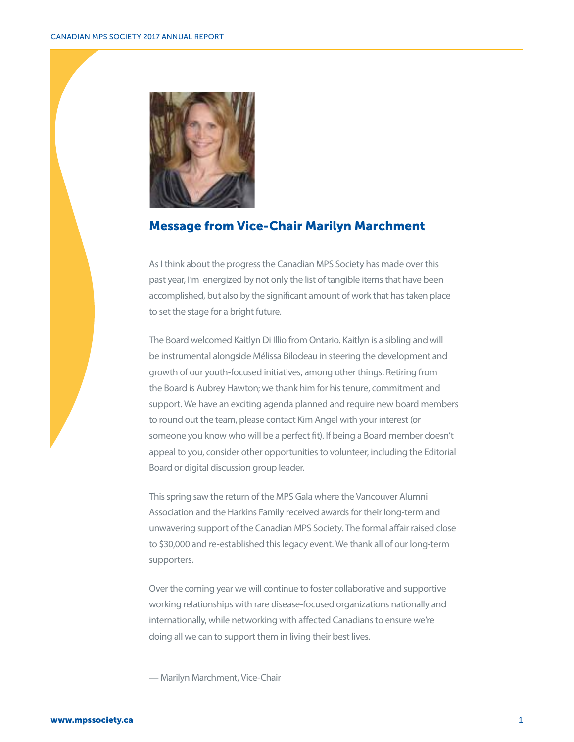## Message from Vice-Chair Marilyn Marchment

As I think about the progress the Canadian MPS Society has made over this past year, I'm energized by not only the list of tangible items that have been accomplished, but also by the significant amount of work that has taken place to set the stage for a bright future.

The Board welcomed Kaitlyn Di Illio from Ontario. Kaitlyn is a sibling and will be instrumental alongside Mélissa Bilodeau in steering the development and growth of our youth-focused initiatives, among other things. Retiring from the Board is Aubrey Hawton; we thank him for his tenure, commitment and support. We have an exciting agenda planned and require new board members to round out the team, please contact Kim Angel with your interest (or someone you know who will be a perfect fit). If being a Board member doesn't appeal to you, consider other opportunities to volunteer, including the Editorial Board or digital discussion group leader.

This spring saw the return of the MPS Gala where the Vancouver Alumni Association and the Harkins Family received awards for their long-term and unwavering support of the Canadian MPS Society. The formal affair raised close to $30,000 and re-established this legacy event. We thank all of our long-term supporters.

Over the coming year we will continue to foster collaborative and supportive working relationships with rare disease-focused organizations nationally and internationally, while networking with affected Canadians to ensure we're doing all we can to support them in living their best lives.

— Marilyn Marchment, Vice-Chair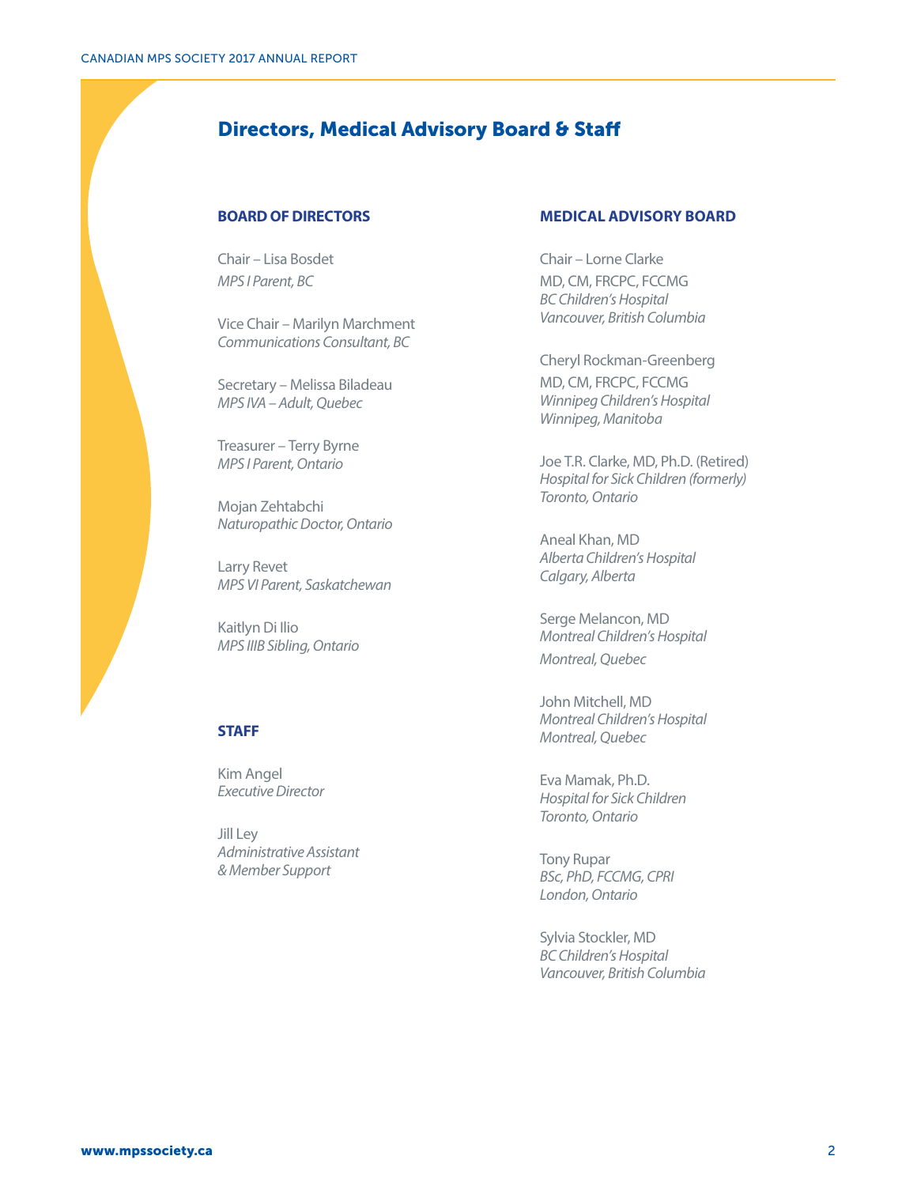## Directors, Medical Advisory Board & Staff

### BOARD OF DIRECTORS

Chair – Lisa Bosdet
*MPS I Parent, BC*

Vice Chair – Marilyn Marchment
*Communications Consultant, BC*

Secretary – Melissa Biladeau
*MPS IVA – Adult, Quebec*

Treasurer – Terry Byrne
*MPS I Parent, Ontario*

Mojan Zehtabchi
*Naturopathic Doctor, Ontario*

Larry Revet
*MPS VI Parent, Saskatchewan*

Kaitlyn Di Ilio
*MPS IIIB Sibling, Ontario*

### STAFF

Kim Angel
*Executive Director*

Jill Ley
*Administrative Assistant & Member Support*

### MEDICAL ADVISORY BOARD

Chair – Lorne Clarke
MD, CM, FRCPC, FCCMG
*BC Children's Hospital*
*Vancouver, British Columbia*

Cheryl Rockman-Greenberg
MD, CM, FRCPC, FCCMG
*Winnipeg Children's Hospital*
*Winnipeg, Manitoba*

Joe T.R. Clarke, MD, Ph.D. (Retired)
*Hospital for Sick Children (formerly)*
*Toronto, Ontario*

Aneal Khan, MD
*Alberta Children's Hospital*
*Calgary, Alberta*

Serge Melancon, MD
*Montreal Children's Hospital*
*Montreal, Quebec*

John Mitchell, MD
*Montreal Children's Hospital*
*Montreal, Quebec*

Eva Mamak, Ph.D.
*Hospital for Sick Children*
*Toronto, Ontario*

Tony Rupar
*BSc, PhD, FCCMG, CPRI*
*London, Ontario*

Sylvia Stockler, MD
*BC Children's Hospital*
*Vancouver, British Columbia*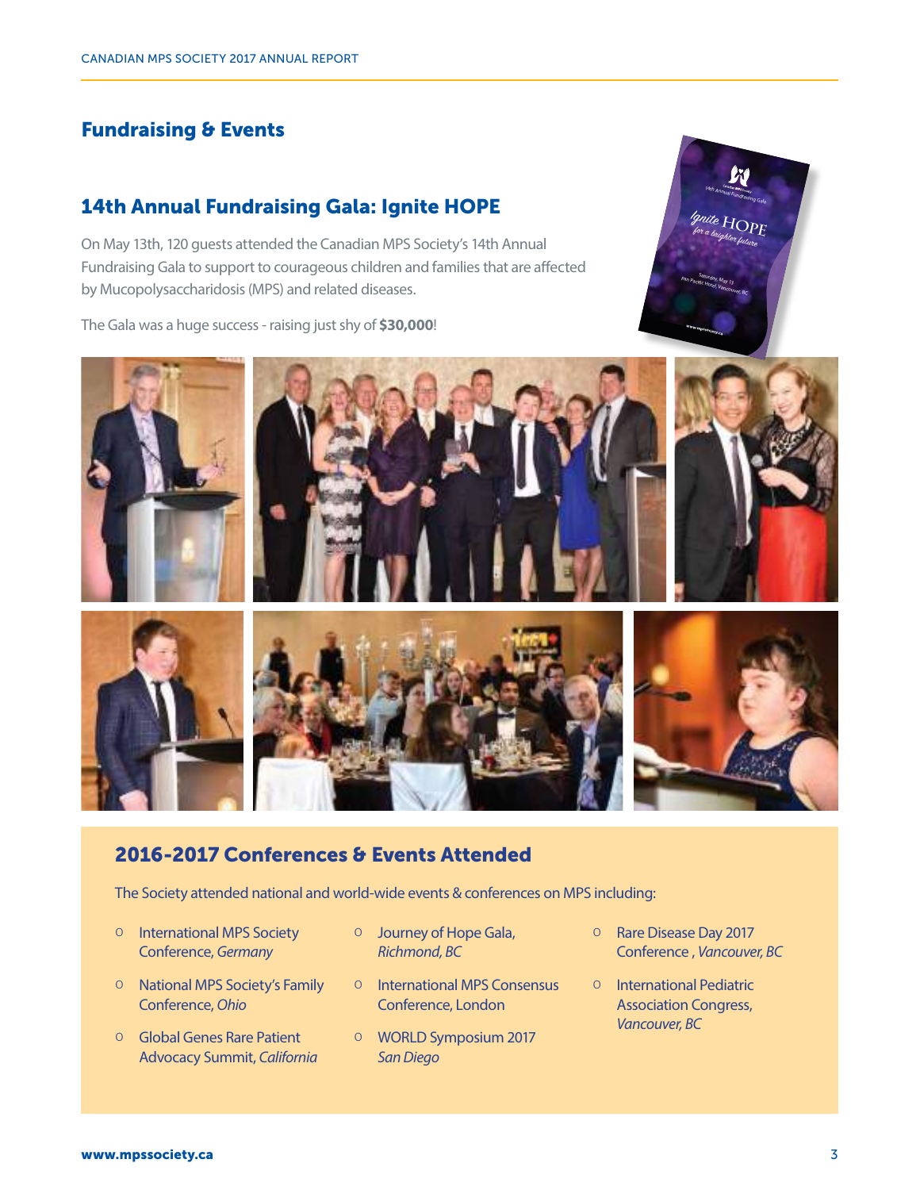## Fundraising & Events

### 14th Annual Fundraising Gala: Ignite HOPE

On May 13th, 120 guests attended the Canadian MPS Society's 14th Annual Fundraising Gala to support to courageous children and families that are affected by Mucopolysaccharidosis (MPS) and related diseases.

The Gala was a huge success - raising just shy of **$30,000**!

### 2016-2017 Conferences & Events Attended

The Society attended national and world-wide events & conferences on MPS including:

- International MPS Society Conference, *Germany*
- National MPS Society's Family Conference, *Ohio*
- Global Genes Rare Patient Advocacy Summit, *California*
- Journey of Hope Gala, *Richmond, BC*
- International MPS Consensus Conference, London
- WORLD Symposium 2017 *San Diego*
- Rare Disease Day 2017 Conference , *Vancouver, BC*
- International Pediatric Association Congress, *Vancouver, BC*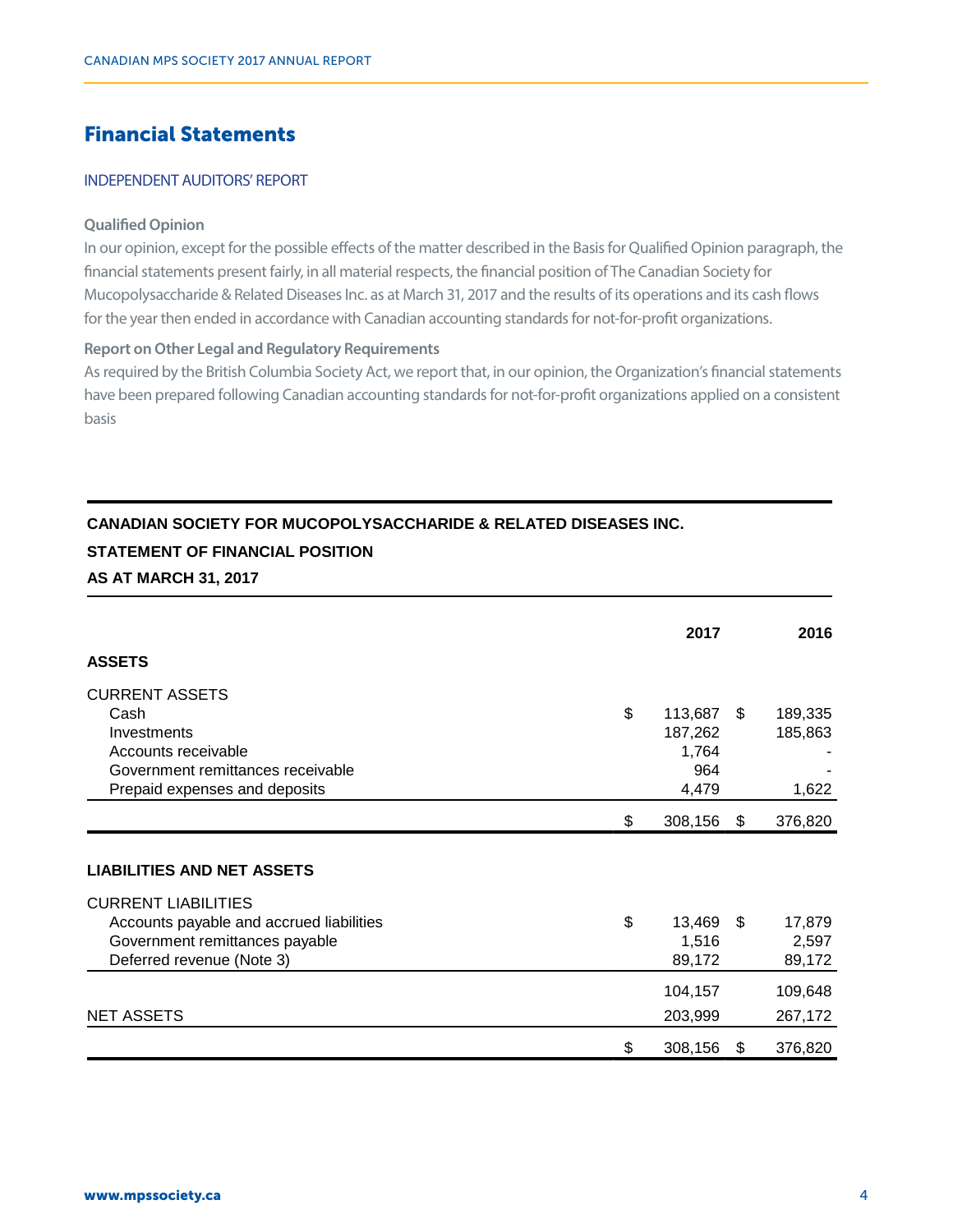# Financial Statements

## INDEPENDENT AUDITORS' REPORT

### Qualified Opinion

In our opinion, except for the possible effects of the matter described in the Basis for Qualified Opinion paragraph, the financial statements present fairly, in all material respects, the financial position of The Canadian Society for Mucopolysaccharide & Related Diseases Inc. as at March 31, 2017 and the results of its operations and its cash flows for the year then ended in accordance with Canadian accounting standards for not-for-profit organizations.

### Report on Other Legal and Regulatory Requirements

As required by the British Columbia Society Act, we report that, in our opinion, the Organization's financial statements have been prepared following Canadian accounting standards for not-for-profit organizations applied on a consistent basis

**CANADIAN SOCIETY FOR MUCOPOLYSACCHARIDE & RELATED DISEASES INC.**

**STATEMENT OF FINANCIAL POSITION**

**AS AT MARCH 31, 2017**

| | 2017 | 2016 |
|---|---|---|
| **ASSETS** | | |
| CURRENT ASSETS | | |
| Cash | $ 113,687 | $ 189,335 |
| Investments | 187,262 | 185,863 |
| Accounts receivable | 1,764 | - |
| Government remittances receivable | 964 | - |
| Prepaid expenses and deposits | 4,479 | 1,622 |
| | $ 308,156 | $ 376,820 |
| **LIABILITIES AND NET ASSETS** | | |
| CURRENT LIABILITIES | | |
| Accounts payable and accrued liabilities | $ 13,469 | $ 17,879 |
| Government remittances payable | 1,516 | 2,597 |
| Deferred revenue (Note 3) | 89,172 | 89,172 |
| | 104,157 | 109,648 |
| NET ASSETS | 203,999 | 267,172 |
| | $ 308,156 | $ 376,820 |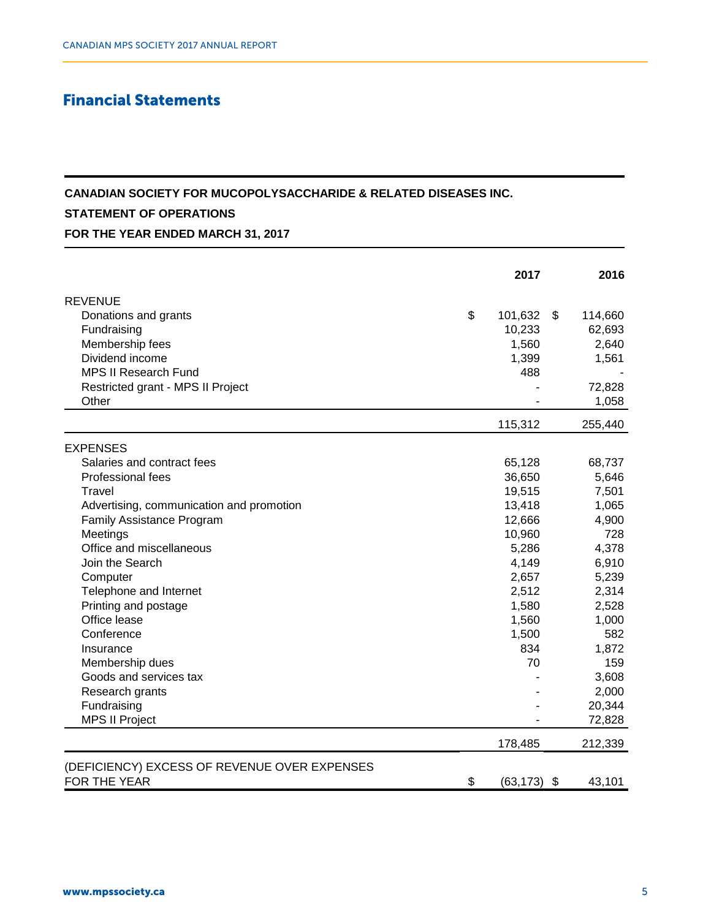## Financial Statements

**CANADIAN SOCIETY FOR MUCOPOLYSACCHARIDE & RELATED DISEASES INC.**

**STATEMENT OF OPERATIONS**

**FOR THE YEAR ENDED MARCH 31, 2017**

| | 2017 | 2016 |
|---|---|---|
| REVENUE | | |
| Donations and grants | $ 101,632 | $ 114,660 |
| Fundraising | 10,233 | 62,693 |
| Membership fees | 1,560 | 2,640 |
| Dividend income | 1,399 | 1,561 |
| MPS II Research Fund | 488 | - |
| Restricted grant - MPS II Project | - | 72,828 |
| Other | - | 1,058 |
| | 115,312 | 255,440 |
| EXPENSES | | |
| Salaries and contract fees | 65,128 | 68,737 |
| Professional fees | 36,650 | 5,646 |
| Travel | 19,515 | 7,501 |
| Advertising, communication and promotion | 13,418 | 1,065 |
| Family Assistance Program | 12,666 | 4,900 |
| Meetings | 10,960 | 728 |
| Office and miscellaneous | 5,286 | 4,378 |
| Join the Search | 4,149 | 6,910 |
| Computer | 2,657 | 5,239 |
| Telephone and Internet | 2,512 | 2,314 |
| Printing and postage | 1,580 | 2,528 |
| Office lease | 1,560 | 1,000 |
| Conference | 1,500 | 582 |
| Insurance | 834 | 1,872 |
| Membership dues | 70 | 159 |
| Goods and services tax | - | 3,608 |
| Research grants | - | 2,000 |
| Fundraising | - | 20,344 |
| MPS II Project | - | 72,828 |
| | 178,485 | 212,339 |
| (DEFICIENCY) EXCESS OF REVENUE OVER EXPENSES FOR THE YEAR | $ (63,173) | $ 43,101 |

www.mpssociety.ca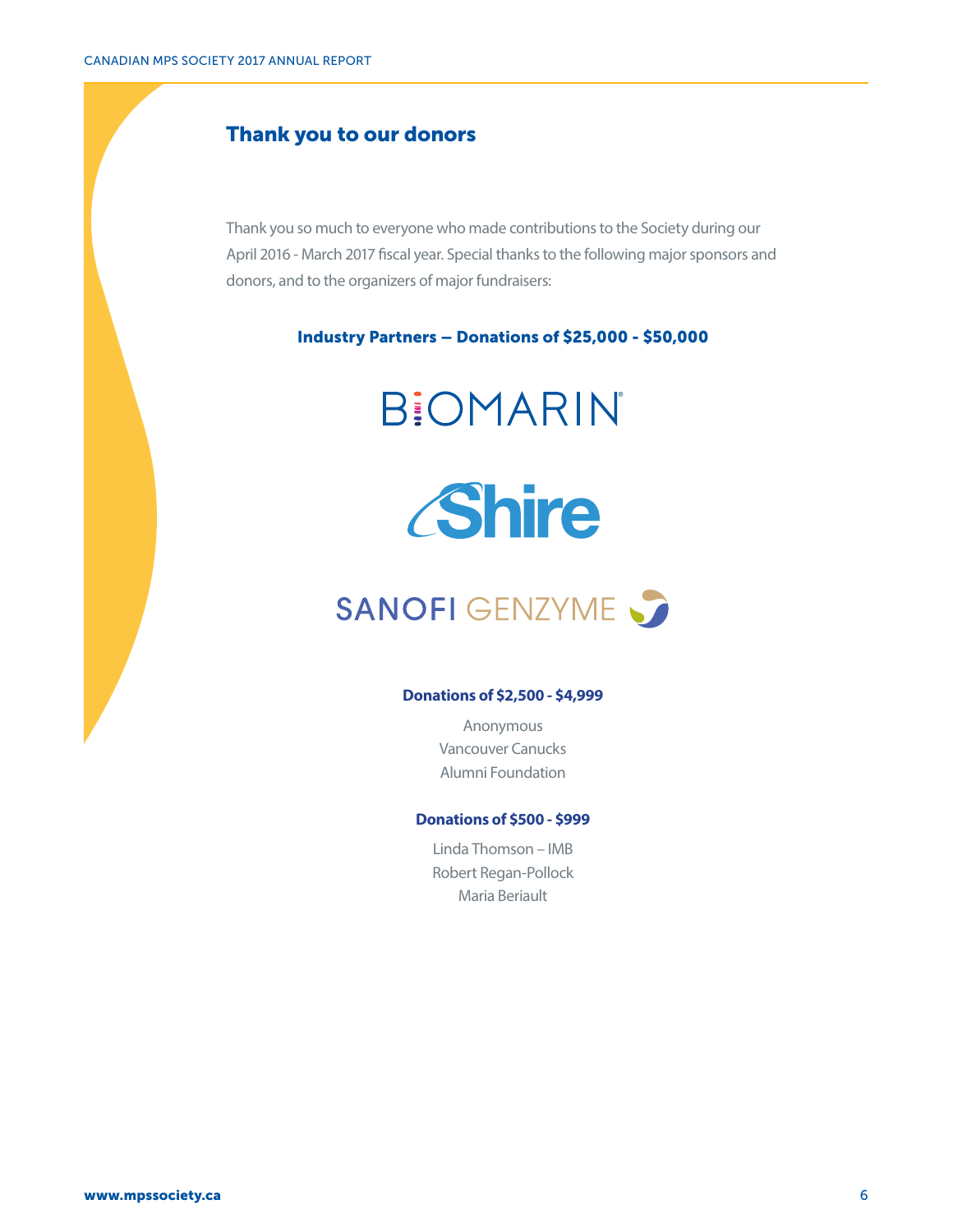## Thank you to our donors

Thank you so much to everyone who made contributions to the Society during our April 2016 - March 2017 fiscal year. Special thanks to the following major sponsors and donors, and to the organizers of major fundraisers:

### Industry Partners – Donations of $25,000 - $50,000

BIOMARIN

Shire

SANOFI GENZYME

### Donations of $2,500 - $4,999

Anonymous

Vancouver Canucks Alumni Foundation

### Donations of $500 - $999

Linda Thomson – IMB

Robert Regan-Pollock

Maria Beriault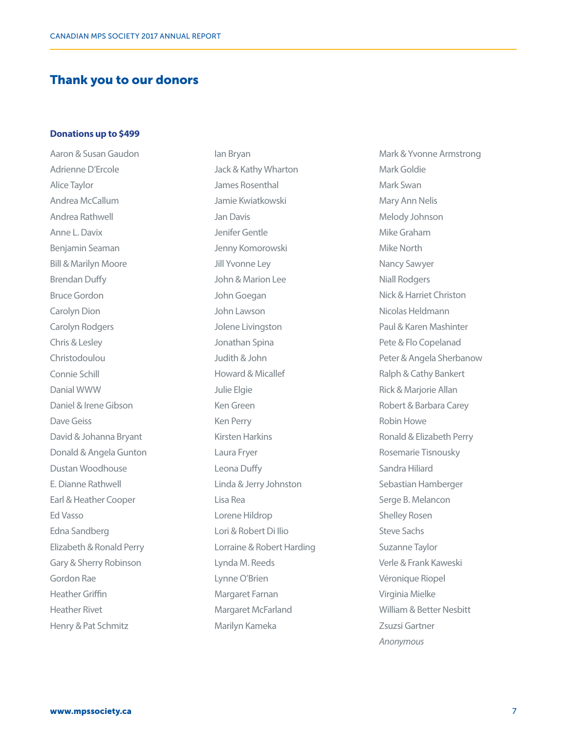## Thank you to our donors

### Donations up to $499

Aaron & Susan Gaudon
Adrienne D'Ercole
Alice Taylor
Andrea McCallum
Andrea Rathwell
Anne L. Davix
Benjamin Seaman
Bill & Marilyn Moore
Brendan Duffy
Bruce Gordon
Carolyn Dion
Carolyn Rodgers
Chris & Lesley
Christodoulou
Connie Schill
Danial WWW
Daniel & Irene Gibson
Dave Geiss
David & Johanna Bryant
Donald & Angela Gunton
Dustan Woodhouse
E. Dianne Rathwell
Earl & Heather Cooper
Ed Vasso
Edna Sandberg
Elizabeth & Ronald Perry
Gary & Sherry Robinson
Gordon Rae
Heather Griffin
Heather Rivet
Henry & Pat Schmitz
Ian Bryan
Jack & Kathy Wharton
James Rosenthal
Jamie Kwiatkowski
Jan Davis
Jenifer Gentle
Jenny Komorowski
Jill Yvonne Ley
John & Marion Lee
John Goegan
John Lawson
Jolene Livingston
Jonathan Spina
Judith & John
Howard & Micallef
Julie Elgie
Ken Green
Ken Perry
Kirsten Harkins
Laura Fryer
Leona Duffy
Linda & Jerry Johnston
Lisa Rea
Lorene Hildrop
Lori & Robert Di Ilio
Lorraine & Robert Harding
Lynda M. Reeds
Lynne O'Brien
Margaret Farnan
Margaret McFarland
Marilyn Kameka
Mark & Yvonne Armstrong
Mark Goldie
Mark Swan
Mary Ann Nelis
Melody Johnson
Mike Graham
Mike North
Nancy Sawyer
Niall Rodgers
Nick & Harriet Christon
Nicolas Heldmann
Paul & Karen Mashinter
Pete & Flo Copelanad
Peter & Angela Sherbanow
Ralph & Cathy Bankert
Rick & Marjorie Allan
Robert & Barbara Carey
Robin Howe
Ronald & Elizabeth Perry
Rosemarie Tisnousky
Sandra Hiliard
Sebastian Hamberger
Serge B. Melancon
Shelley Rosen
Steve Sachs
Suzanne Taylor
Verle & Frank Kaweski
Véronique Riopel
Virginia Mielke
William & Better Nesbitt
Zsuzsi Gartner
*Anonymous*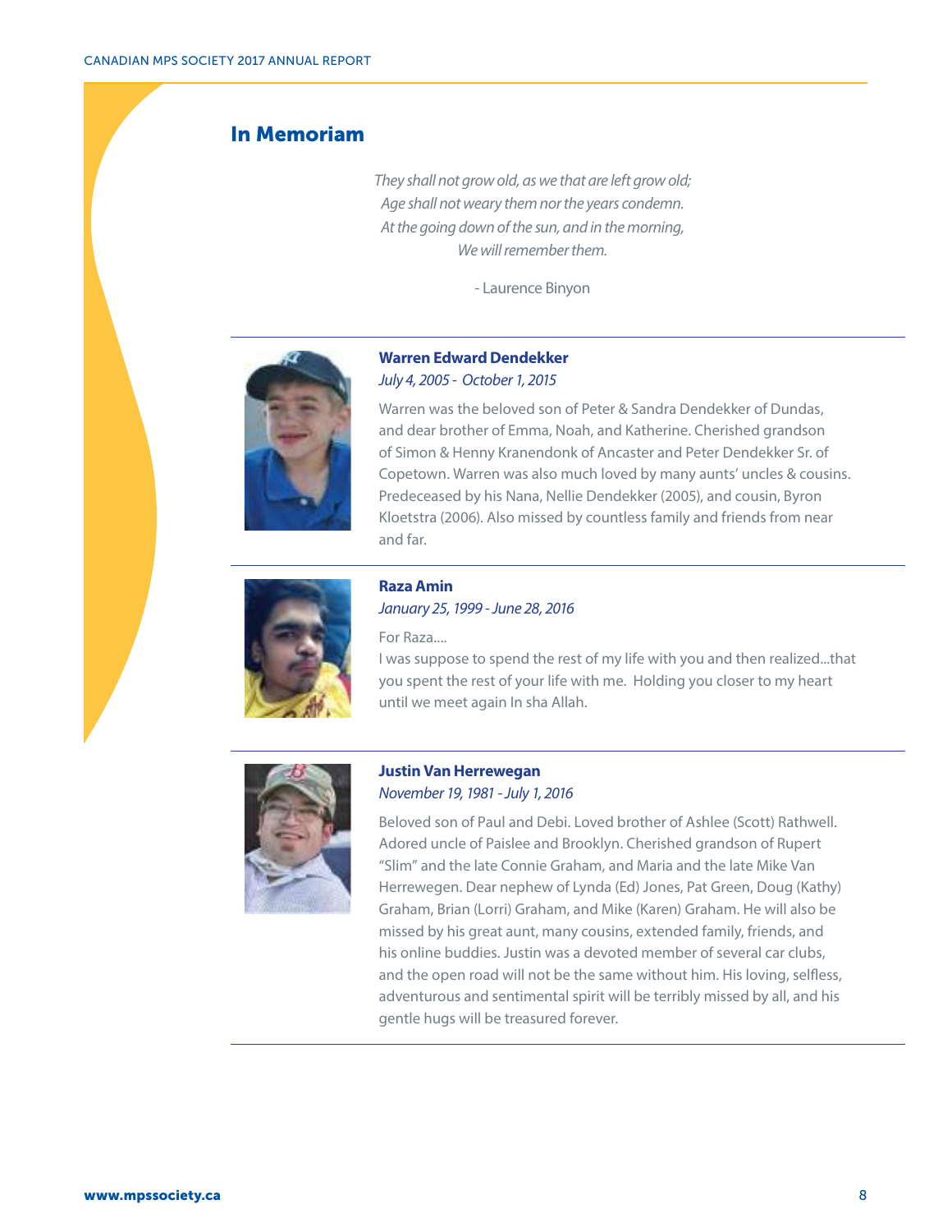## In Memoriam

*They shall not grow old, as we that are left grow old;*
*Age shall not weary them nor the years condemn.*
*At the going down of the sun, and in the morning,*
*We will remember them.*

- Laurence Binyon

---

**Warren Edward Dendekker**
*July 4, 2005 - October 1, 2015*

Warren was the beloved son of Peter & Sandra Dendekker of Dundas, and dear brother of Emma, Noah, and Katherine. Cherished grandson of Simon & Henny Kranendonk of Ancaster and Peter Dendekker Sr. of Copetown. Warren was also much loved by many aunts' uncles & cousins. Predeceased by his Nana, Nellie Dendekker (2005), and cousin, Byron Kloetstra (2006). Also missed by countless family and friends from near and far.

---

**Raza Amin**
*January 25, 1999 - June 28, 2016*

For Raza....
I was suppose to spend the rest of my life with you and then realized...that you spent the rest of your life with me. Holding you closer to my heart until we meet again In sha Allah.

---

**Justin Van Herrewegan**
*November 19, 1981 - July 1, 2016*

Beloved son of Paul and Debi. Loved brother of Ashlee (Scott) Rathwell. Adored uncle of Paislee and Brooklyn. Cherished grandson of Rupert "Slim" and the late Connie Graham, and Maria and the late Mike Van Herrewegen. Dear nephew of Lynda (Ed) Jones, Pat Green, Doug (Kathy) Graham, Brian (Lorri) Graham, and Mike (Karen) Graham. He will also be missed by his great aunt, many cousins, extended family, friends, and his online buddies. Justin was a devoted member of several car clubs, and the open road will not be the same without him. His loving, selfless, adventurous and sentimental spirit will be terribly missed by all, and his gentle hugs will be treasured forever.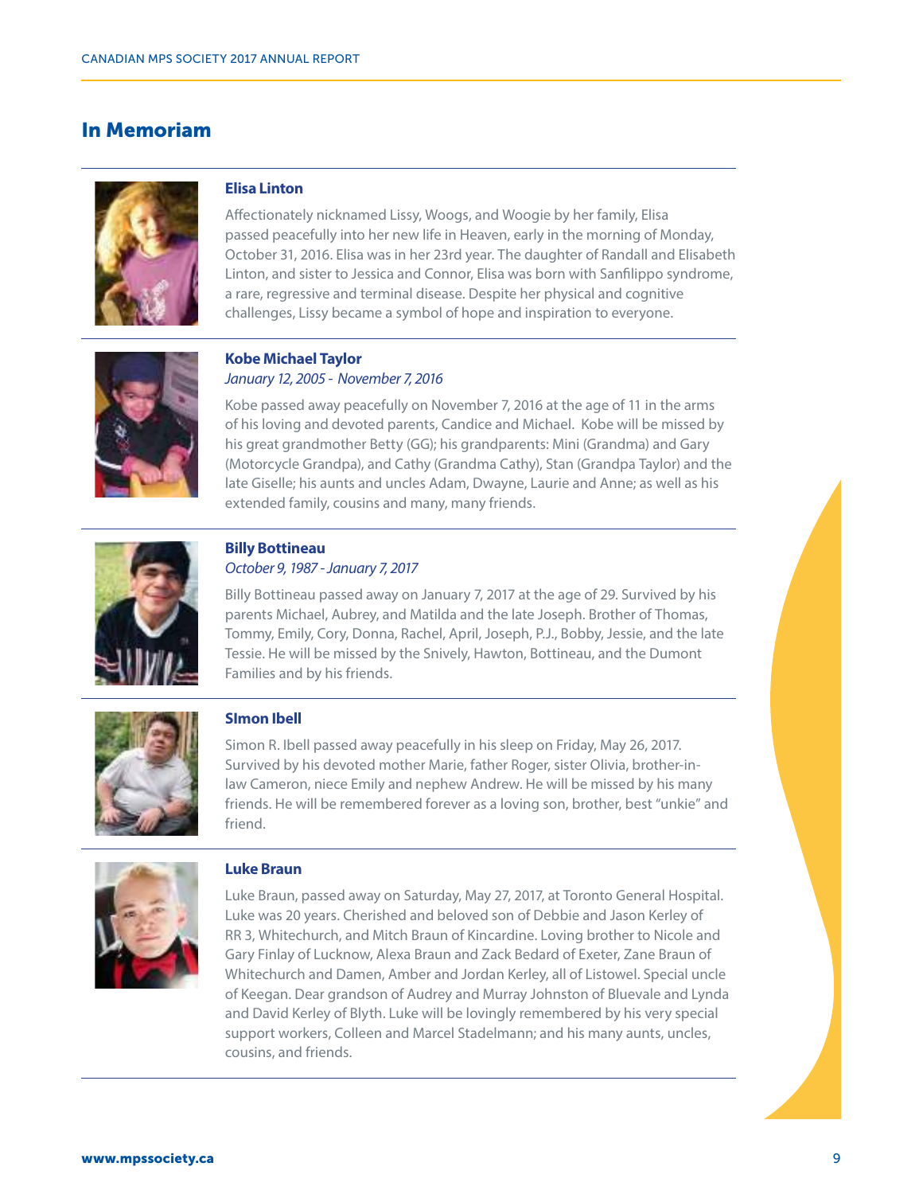## In Memoriam

### Elisa Linton

Affectionately nicknamed Lissy, Woogs, and Woogie by her family, Elisa passed peacefully into her new life in Heaven, early in the morning of Monday, October 31, 2016. Elisa was in her 23rd year. The daughter of Randall and Elisabeth Linton, and sister to Jessica and Connor, Elisa was born with Sanfilippo syndrome, a rare, regressive and terminal disease. Despite her physical and cognitive challenges, Lissy became a symbol of hope and inspiration to everyone.

### Kobe Michael Taylor

*January 12, 2005 - November 7, 2016*

Kobe passed away peacefully on November 7, 2016 at the age of 11 in the arms of his loving and devoted parents, Candice and Michael. Kobe will be missed by his great grandmother Betty (GG); his grandparents: Mini (Grandma) and Gary (Motorcycle Grandpa), and Cathy (Grandma Cathy), Stan (Grandpa Taylor) and the late Giselle; his aunts and uncles Adam, Dwayne, Laurie and Anne; as well as his extended family, cousins and many, many friends.

### Billy Bottineau

*October 9, 1987 - January 7, 2017*

Billy Bottineau passed away on January 7, 2017 at the age of 29. Survived by his parents Michael, Aubrey, and Matilda and the late Joseph. Brother of Thomas, Tommy, Emily, Cory, Donna, Rachel, April, Joseph, P.J., Bobby, Jessie, and the late Tessie. He will be missed by the Snively, Hawton, Bottineau, and the Dumont Families and by his friends.

### SImon Ibell

Simon R. Ibell passed away peacefully in his sleep on Friday, May 26, 2017. Survived by his devoted mother Marie, father Roger, sister Olivia, brother-in-law Cameron, niece Emily and nephew Andrew. He will be missed by his many friends. He will be remembered forever as a loving son, brother, best "unkie" and friend.

### Luke Braun

Luke Braun, passed away on Saturday, May 27, 2017, at Toronto General Hospital. Luke was 20 years. Cherished and beloved son of Debbie and Jason Kerley of RR 3, Whitechurch, and Mitch Braun of Kincardine. Loving brother to Nicole and Gary Finlay of Lucknow, Alexa Braun and Zack Bedard of Exeter, Zane Braun of Whitechurch and Damen, Amber and Jordan Kerley, all of Listowel. Special uncle of Keegan. Dear grandson of Audrey and Murray Johnston of Bluevale and Lynda and David Kerley of Blyth. Luke will be lovingly remembered by his very special support workers, Colleen and Marcel Stadelmann; and his many aunts, uncles, cousins, and friends.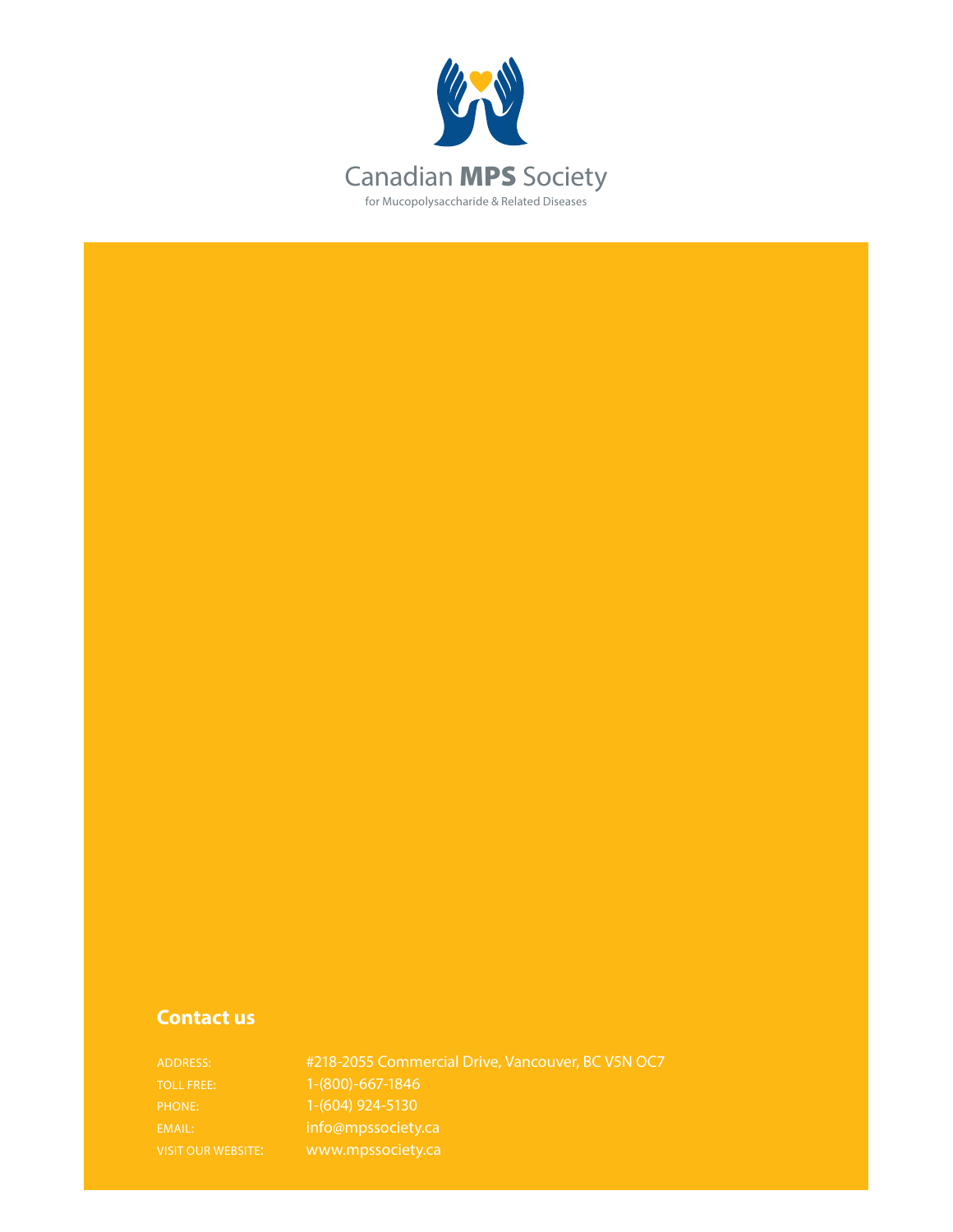Canadian **MPS** Society

for Mucopolysaccharide & Related Diseases

## Contact us

| | |
|---|---|
| ADDRESS: | #218-2055 Commercial Drive, Vancouver, BC V5N OC7 |
| TOLL FREE: | 1-(800)-667-1846 |
| PHONE: | 1-(604) 924-5130 |
| EMAIL: | info@mpssociety.ca |
| VISIT OUR WEBSITE: | www.mpssociety.ca |